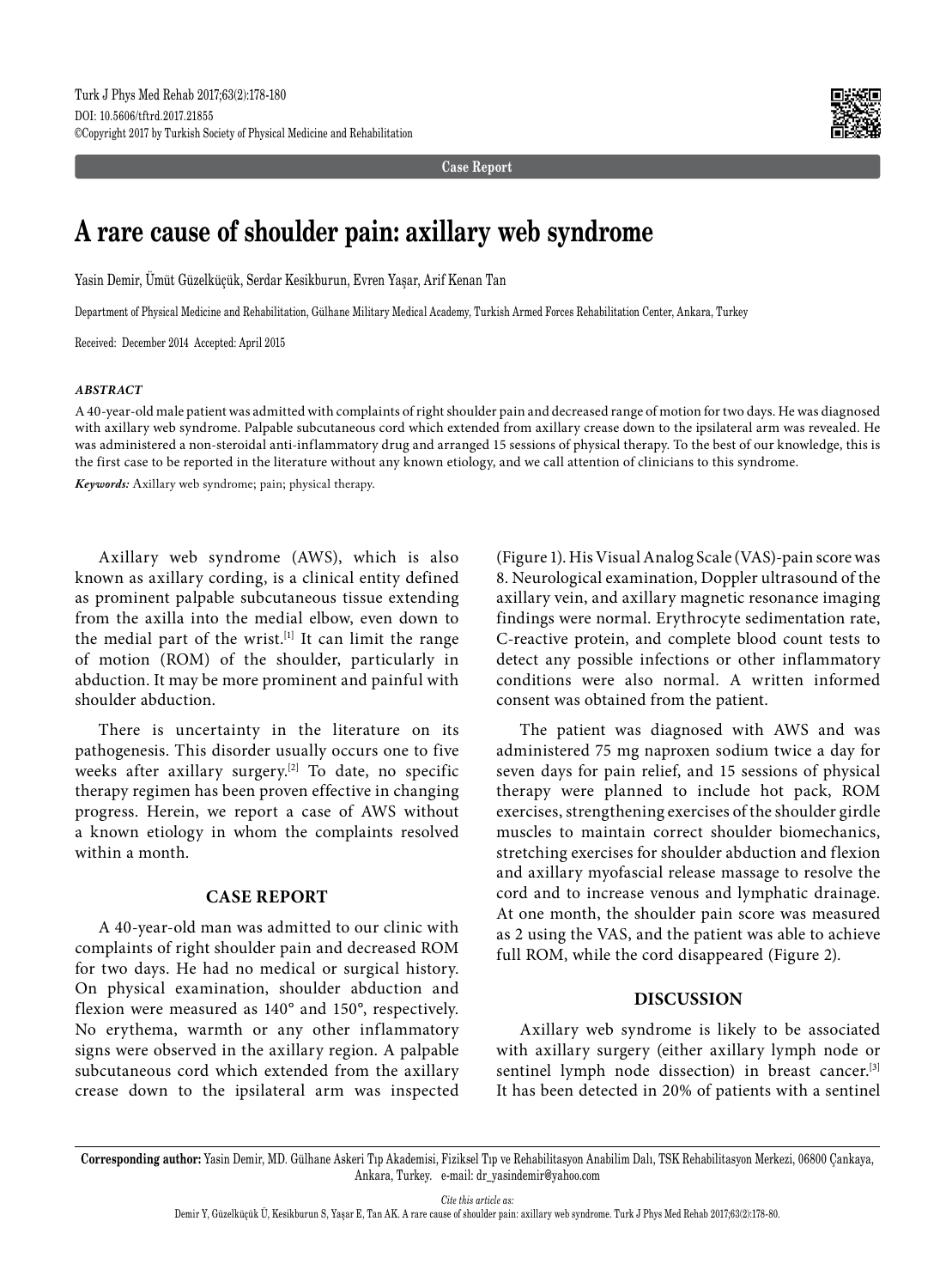Case Report

# A rare cause of shoulder pain: axillary web syndrome

Yasin Demir, Ümüt Güzelküçük, Serdar Kesikburun, Evren Yaşar, Arif Kenan Tan

Department of Physical Medicine and Rehabilitation, Gülhane Military Medical Academy, Turkish Armed Forces Rehabilitation Center, Ankara, Turkey

Received: December 2014 Accepted: April 2015

### *ABSTRACT*

A 40-year-old male patient was admitted with complaints of right shoulder pain and decreased range of motion for two days. He was diagnosed with axillary web syndrome. Palpable subcutaneous cord which extended from axillary crease down to the ipsilateral arm was revealed. He was administered a non-steroidal anti-inflammatory drug and arranged 15 sessions of physical therapy. To the best of our knowledge, this is the first case to be reported in the literature without any known etiology, and we call attention of clinicians to this syndrome.

***Keywords:*** Axillary web syndrome; pain; physical therapy.

Axillary web syndrome (AWS), which is also known as axillary cording, is a clinical entity defined as prominent palpable subcutaneous tissue extending from the axilla into the medial elbow, even down to the medial part of the wrist.[1] It can limit the range of motion (ROM) of the shoulder, particularly in abduction. It may be more prominent and painful with shoulder abduction.

There is uncertainty in the literature on its pathogenesis. This disorder usually occurs one to five weeks after axillary surgery.[2] To date, no specific therapy regimen has been proven effective in changing progress. Herein, we report a case of AWS without a known etiology in whom the complaints resolved within a month.

## CASE REPORT

A 40-year-old man was admitted to our clinic with complaints of right shoulder pain and decreased ROM for two days. He had no medical or surgical history. On physical examination, shoulder abduction and flexion were measured as 140° and 150°, respectively. No erythema, warmth or any other inflammatory signs were observed in the axillary region. A palpable subcutaneous cord which extended from the axillary crease down to the ipsilateral arm was inspected (Figure 1). His Visual Analog Scale (VAS)-pain score was 8. Neurological examination, Doppler ultrasound of the axillary vein, and axillary magnetic resonance imaging findings were normal. Erythrocyte sedimentation rate, C-reactive protein, and complete blood count tests to detect any possible infections or other inflammatory conditions were also normal. A written informed consent was obtained from the patient.

The patient was diagnosed with AWS and was administered 75 mg naproxen sodium twice a day for seven days for pain relief, and 15 sessions of physical therapy were planned to include hot pack, ROM exercises, strengthening exercises of the shoulder girdle muscles to maintain correct shoulder biomechanics, stretching exercises for shoulder abduction and flexion and axillary myofascial release massage to resolve the cord and to increase venous and lymphatic drainage. At one month, the shoulder pain score was measured as 2 using the VAS, and the patient was able to achieve full ROM, while the cord disappeared (Figure 2).

## DISCUSSION

Axillary web syndrome is likely to be associated with axillary surgery (either axillary lymph node or sentinel lymph node dissection) in breast cancer.[3] It has been detected in 20% of patients with a sentinel

**Corresponding author:** Yasin Demir, MD. Gülhane Askeri Tıp Akademisi, Fiziksel Tıp ve Rehabilitasyon Anabilim Dalı, TSK Rehabilitasyon Merkezi, 06800 Çankaya, Ankara, Turkey. e-mail: dr_yasindemir@yahoo.com

*Cite this article as:*
Demir Y, Güzelküçük Ü, Kesikburun S, Yaşar E, Tan AK. A rare cause of shoulder pain: axillary web syndrome. Turk J Phys Med Rehab 2017;63(2):178-80.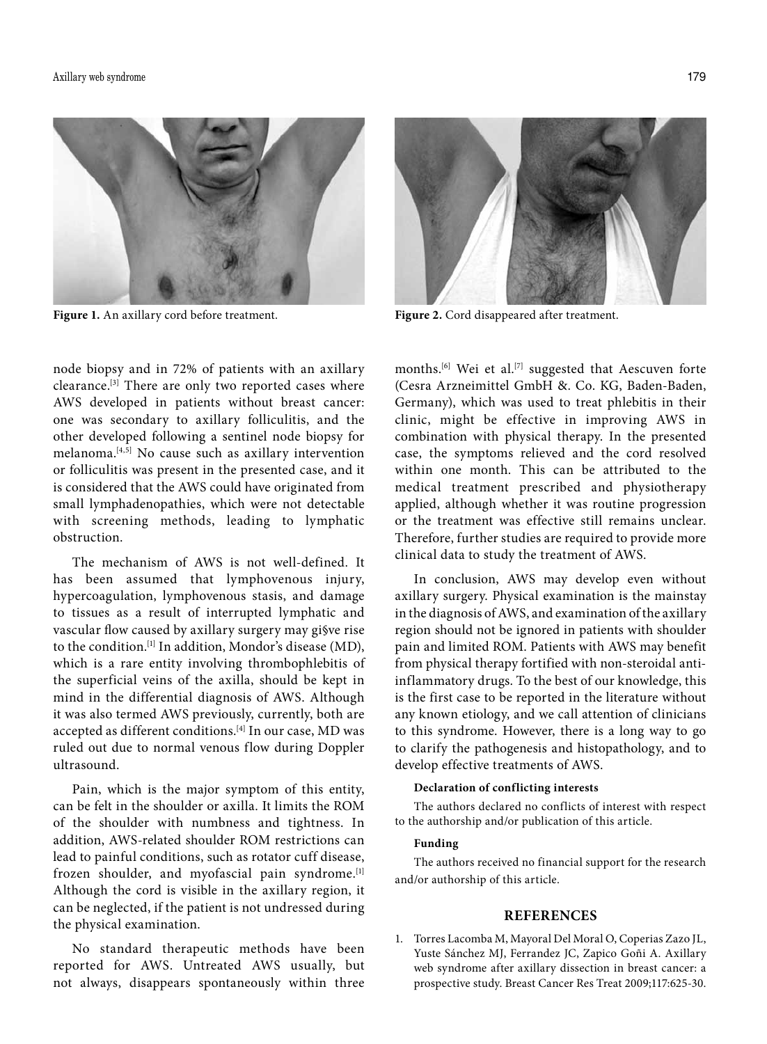Figure 1. An axillary cord before treatment.

Figure 2. Cord disappeared after treatment.

node biopsy and in 72% of patients with an axillary clearance.[3] There are only two reported cases where AWS developed in patients without breast cancer: one was secondary to axillary folliculitis, and the other developed following a sentinel node biopsy for melanoma.[4,5] No cause such as axillary intervention or folliculitis was present in the presented case, and it is considered that the AWS could have originated from small lymphadenopathies, which were not detectable with screening methods, leading to lymphatic obstruction.

The mechanism of AWS is not well-defined. It has been assumed that lymphovenous injury, hypercoagulation, lymphovenous stasis, and damage to tissues as a result of interrupted lymphatic and vascular flow caused by axillary surgery may gi§ve rise to the condition.[1] In addition, Mondor's disease (MD), which is a rare entity involving thrombophlebitis of the superficial veins of the axilla, should be kept in mind in the differential diagnosis of AWS. Although it was also termed AWS previously, currently, both are accepted as different conditions.[4] In our case, MD was ruled out due to normal venous flow during Doppler ultrasound.

Pain, which is the major symptom of this entity, can be felt in the shoulder or axilla. It limits the ROM of the shoulder with numbness and tightness. In addition, AWS-related shoulder ROM restrictions can lead to painful conditions, such as rotator cuff disease, frozen shoulder, and myofascial pain syndrome.[1] Although the cord is visible in the axillary region, it can be neglected, if the patient is not undressed during the physical examination.

No standard therapeutic methods have been reported for AWS. Untreated AWS usually, but not always, disappears spontaneously within three months.[6] Wei et al.[7] suggested that Aescuven forte (Cesra Arzneimittel GmbH &. Co. KG, Baden-Baden, Germany), which was used to treat phlebitis in their clinic, might be effective in improving AWS in combination with physical therapy. In the presented case, the symptoms relieved and the cord resolved within one month. This can be attributed to the medical treatment prescribed and physiotherapy applied, although whether it was routine progression or the treatment was effective still remains unclear. Therefore, further studies are required to provide more clinical data to study the treatment of AWS.

In conclusion, AWS may develop even without axillary surgery. Physical examination is the mainstay in the diagnosis of AWS, and examination of the axillary region should not be ignored in patients with shoulder pain and limited ROM. Patients with AWS may benefit from physical therapy fortified with non-steroidal anti-inflammatory drugs. To the best of our knowledge, this is the first case to be reported in the literature without any known etiology, and we call attention of clinicians to this syndrome. However, there is a long way to go to clarify the pathogenesis and histopathology, and to develop effective treatments of AWS.

**Declaration of conflicting interests**

The authors declared no conflicts of interest with respect to the authorship and/or publication of this article.

**Funding**

The authors received no financial support for the research and/or authorship of this article.

## REFERENCES

1. Torres Lacomba M, Mayoral Del Moral O, Coperias Zazo JL, Yuste Sánchez MJ, Ferrandez JC, Zapico Goñi A. Axillary web syndrome after axillary dissection in breast cancer: a prospective study. Breast Cancer Res Treat 2009;117:625-30.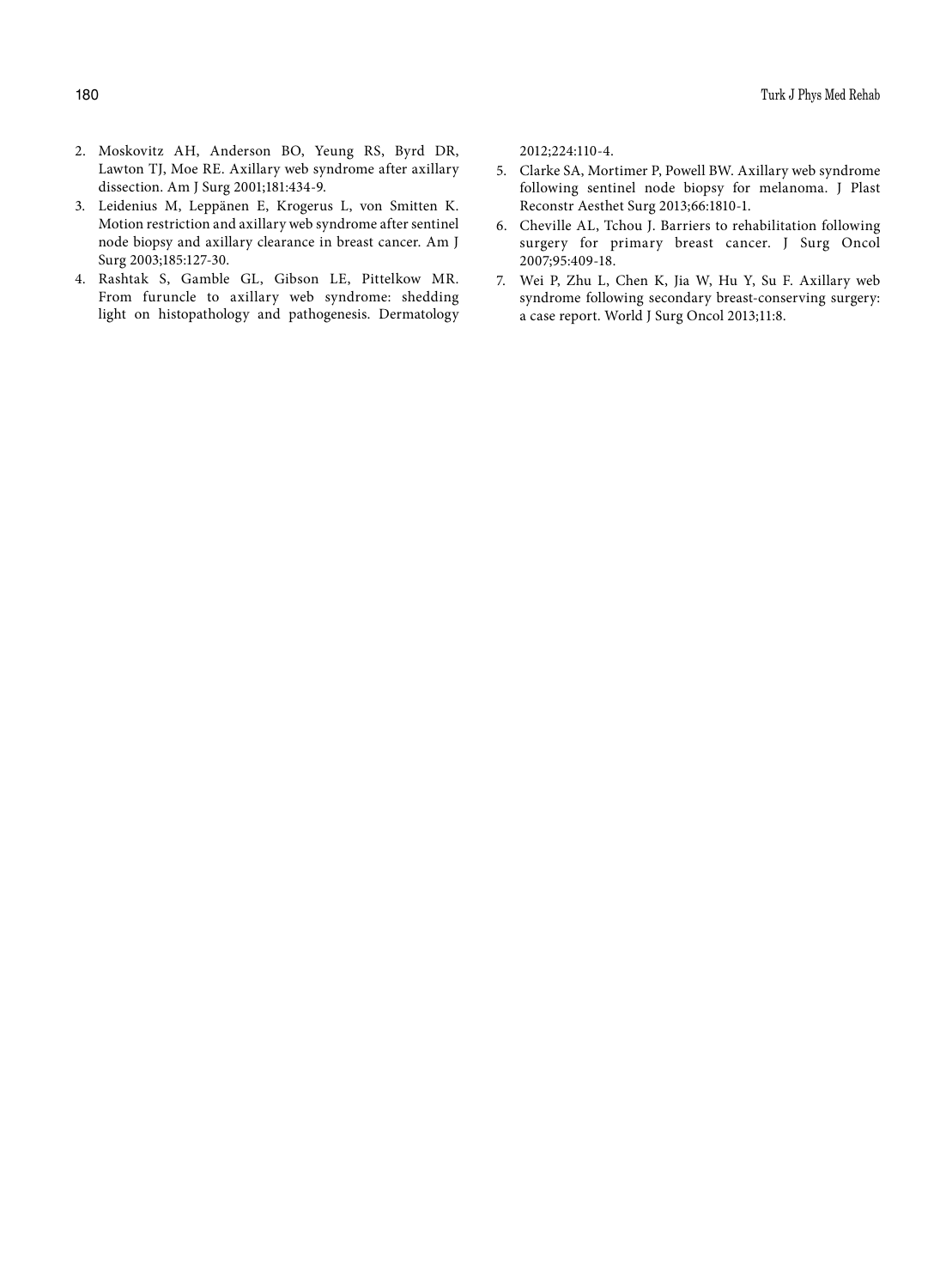2. Moskovitz AH, Anderson BO, Yeung RS, Byrd DR, Lawton TJ, Moe RE. Axillary web syndrome after axillary dissection. Am J Surg 2001;181:434-9.
3. Leidenius M, Leppänen E, Krogerus L, von Smitten K. Motion restriction and axillary web syndrome after sentinel node biopsy and axillary clearance in breast cancer. Am J Surg 2003;185:127-30.
4. Rashtak S, Gamble GL, Gibson LE, Pittelkow MR. From furuncle to axillary web syndrome: shedding light on histopathology and pathogenesis. Dermatology 2012;224:110-4.
5. Clarke SA, Mortimer P, Powell BW. Axillary web syndrome following sentinel node biopsy for melanoma. J Plast Reconstr Aesthet Surg 2013;66:1810-1.
6. Cheville AL, Tchou J. Barriers to rehabilitation following surgery for primary breast cancer. J Surg Oncol 2007;95:409-18.
7. Wei P, Zhu L, Chen K, Jia W, Hu Y, Su F. Axillary web syndrome following secondary breast-conserving surgery: a case report. World J Surg Oncol 2013;11:8.